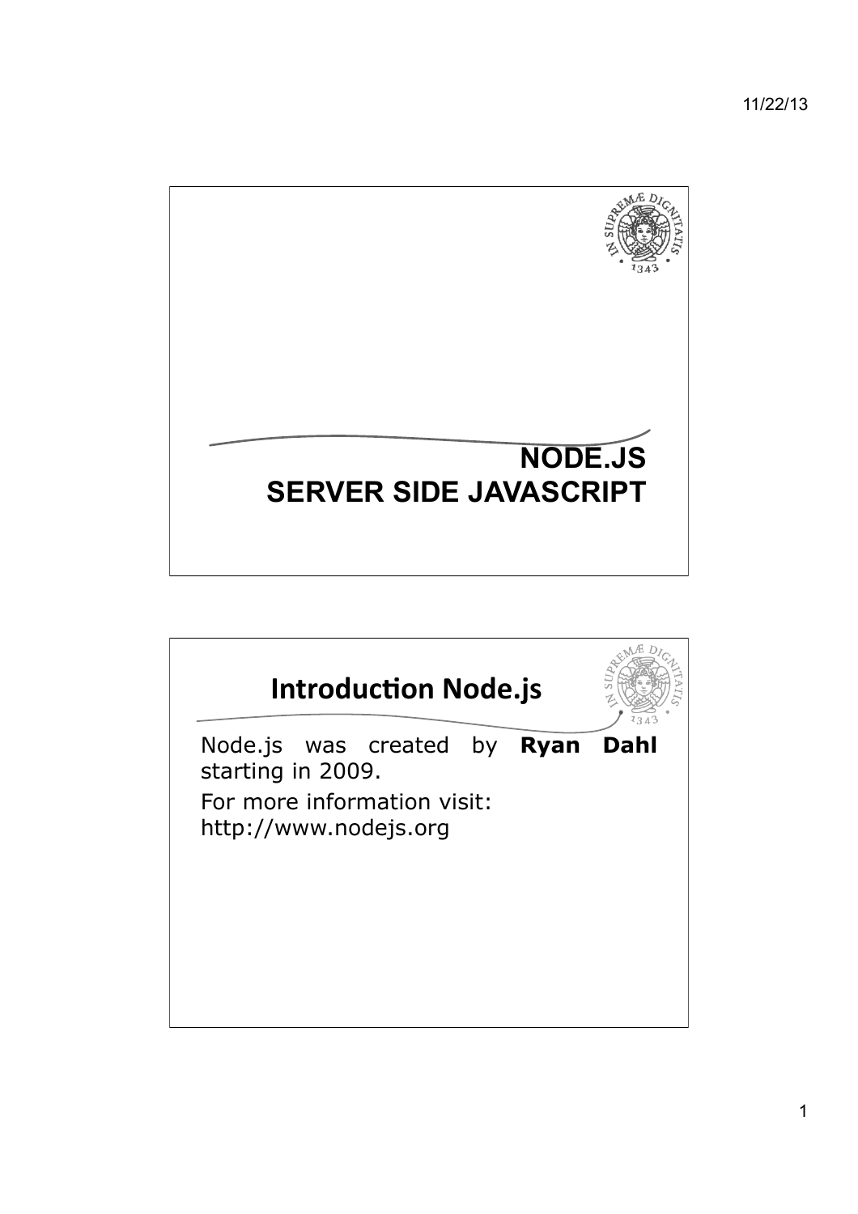# NODE.JS
# SERVER SIDE JAVASCRIPT

## Introduction Node.js

Node.js was created by **Ryan Dahl** starting in 2009.

For more information visit: http://www.nodejs.org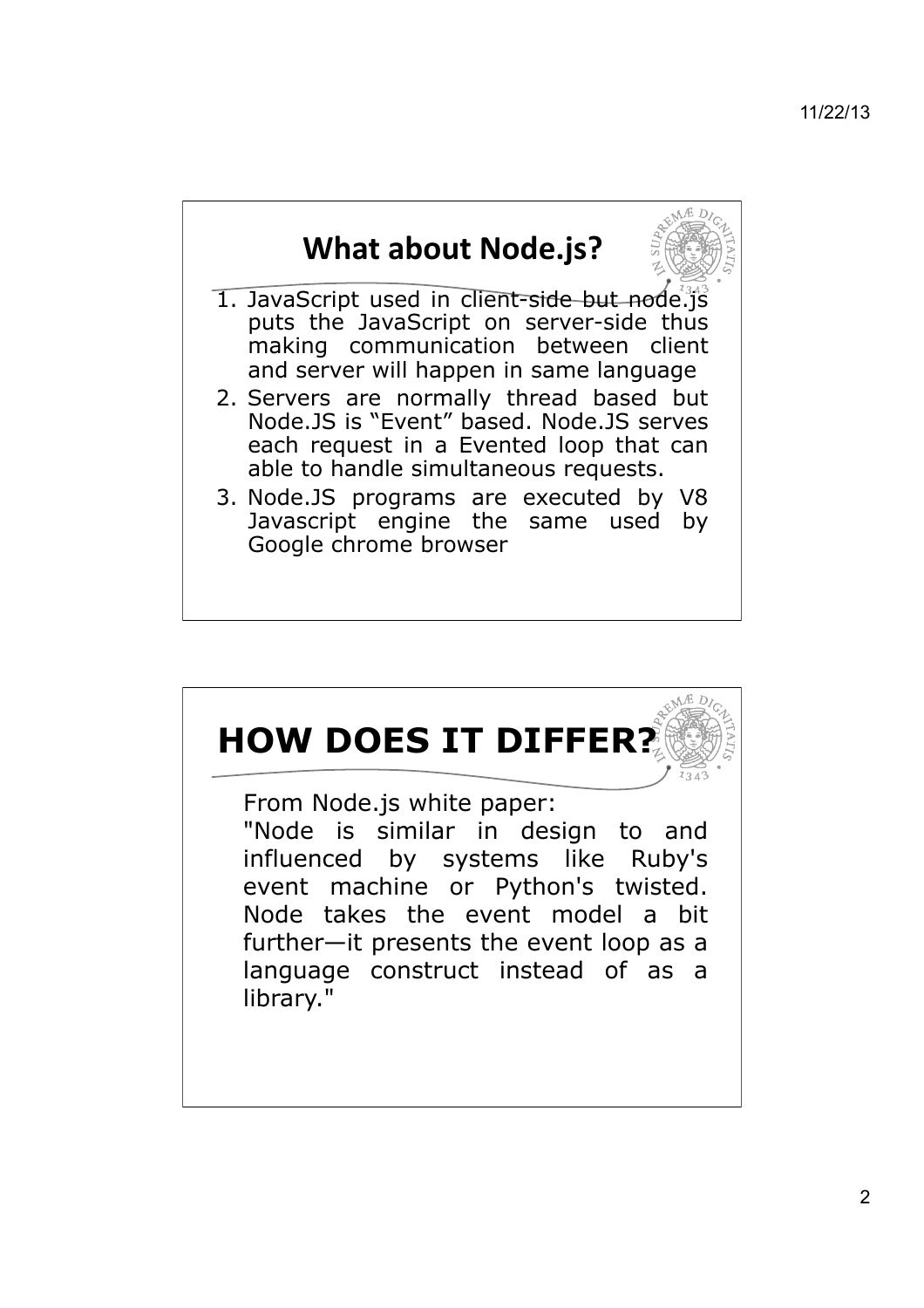## What about Node.js?

1. JavaScript used in client-side but node.js puts the JavaScript on server-side thus making communication between client and server will happen in same language
2. Servers are normally thread based but Node.JS is "Event" based. Node.JS serves each request in a Evented loop that can able to handle simultaneous requests.
3. Node.JS programs are executed by V8 Javascript engine the same used by Google chrome browser

## HOW DOES IT DIFFER?

From Node.js white paper:
"Node is similar in design to and influenced by systems like Ruby's event machine or Python's twisted. Node takes the event model a bit further—it presents the event loop as a language construct instead of as a library."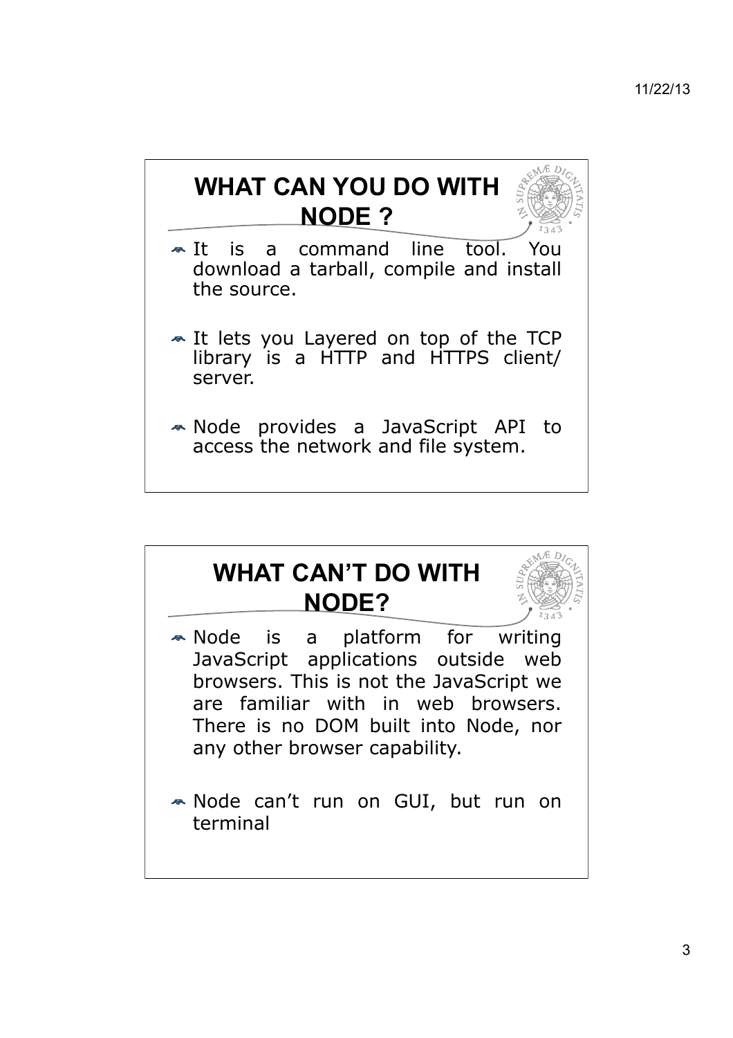## WHAT CAN YOU DO WITH NODE ?

- It is a command line tool. You download a tarball, compile and install the source.
- It lets you Layered on top of the TCP library is a HTTP and HTTPS client/ server.
- Node provides a JavaScript API to access the network and file system.

## WHAT CAN'T DO WITH NODE?

- Node is a platform for writing JavaScript applications outside web browsers. This is not the JavaScript we are familiar with in web browsers. There is no DOM built into Node, nor any other browser capability.
- Node can't run on GUI, but run on terminal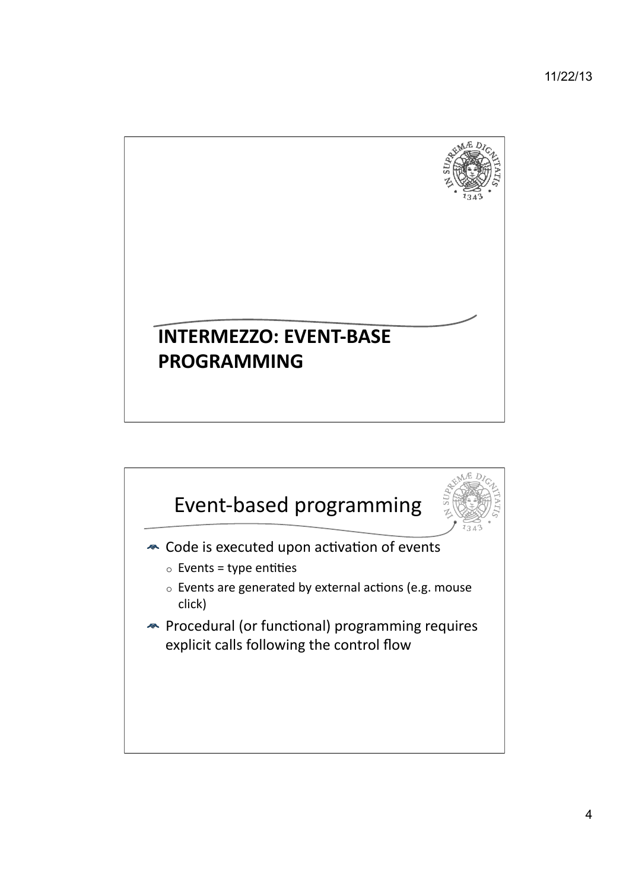# INTERMEZZO: EVENT-BASE PROGRAMMING

## Event-based programming

- Code is executed upon activation of events
  - Events = type entities
  - Events are generated by external actions (e.g. mouse click)
- Procedural (or functional) programming requires explicit calls following the control flow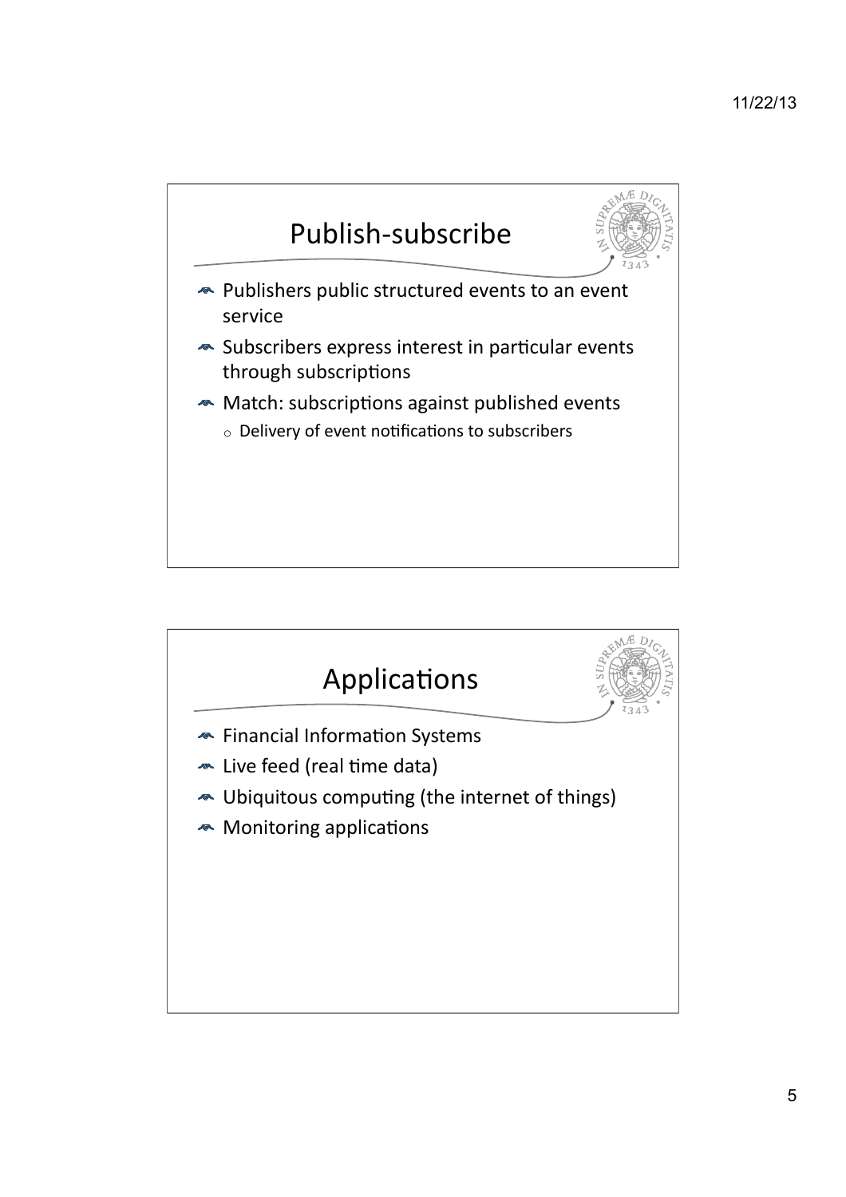## Publish-subscribe

- Publishers public structured events to an event service
- Subscribers express interest in particular events through subscriptions
- Match: subscriptions against published events
  - Delivery of event notifications to subscribers

## Applications

- Financial Information Systems
- Live feed (real time data)
- Ubiquitous computing (the internet of things)
- Monitoring applications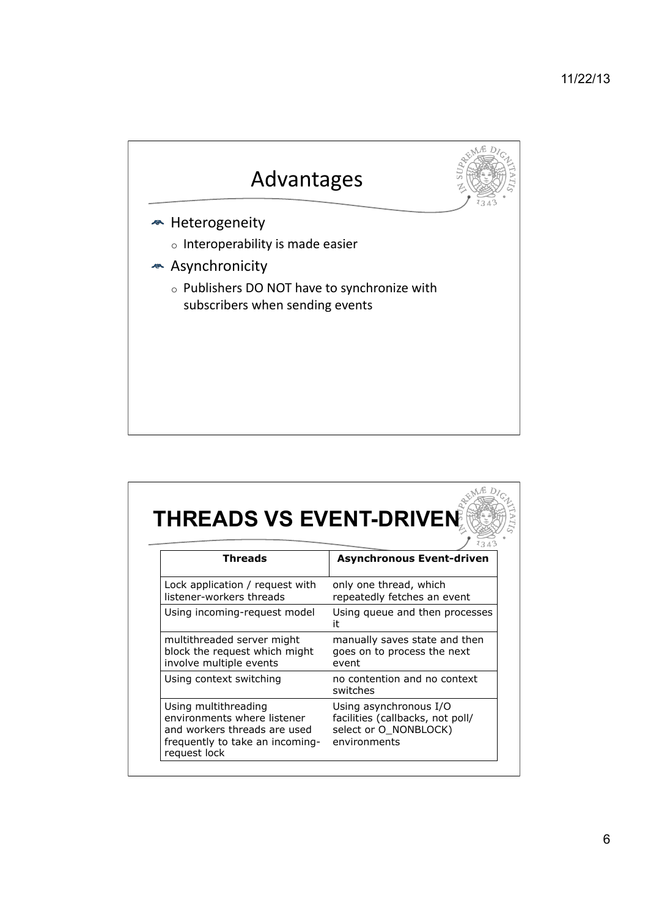## Advantages

- Heterogeneity
  - Interoperability is made easier
- Asynchronicity
  - Publishers DO NOT have to synchronize with subscribers when sending events

## THREADS VS EVENT-DRIVEN

| Threads | Asynchronous Event-driven |
|---|---|
| Lock application / request with listener-workers threads | only one thread, which repeatedly fetches an event |
| Using incoming-request model | Using queue and then processes it |
| multithreaded server might block the request which might involve multiple events | manually saves state and then goes on to process the next event |
| Using context switching | no contention and no context switches |
| Using multithreading environments where listener and workers threads are used frequently to take an incoming-request lock | Using asynchronous I/O facilities (callbacks, not poll/ select or O_NONBLOCK) environments |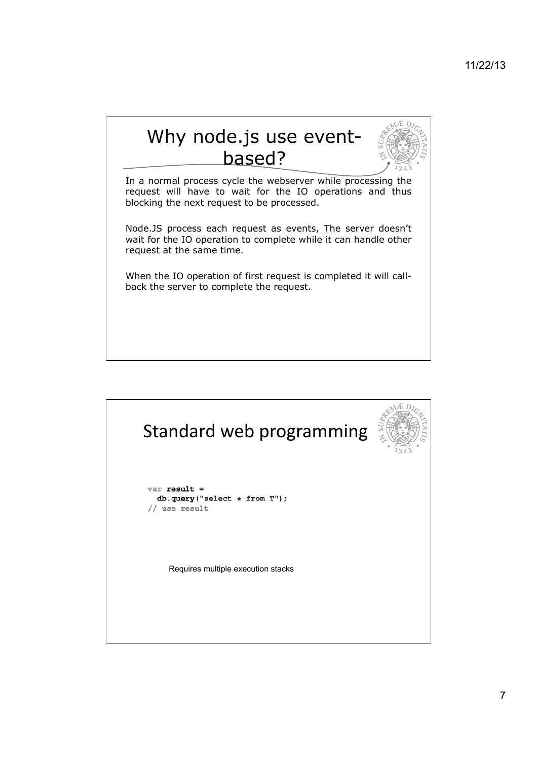## Why node.js use event-based?

In a normal process cycle the webserver while processing the request will have to wait for the IO operations and thus blocking the next request to be processed.

Node.JS process each request as events, The server doesn't wait for the IO operation to complete while it can handle other request at the same time.

When the IO operation of first request is completed it will call-back the server to complete the request.

## Standard web programming

```
var result =
  db.query("select * from T");
// use result
```

Requires multiple execution stacks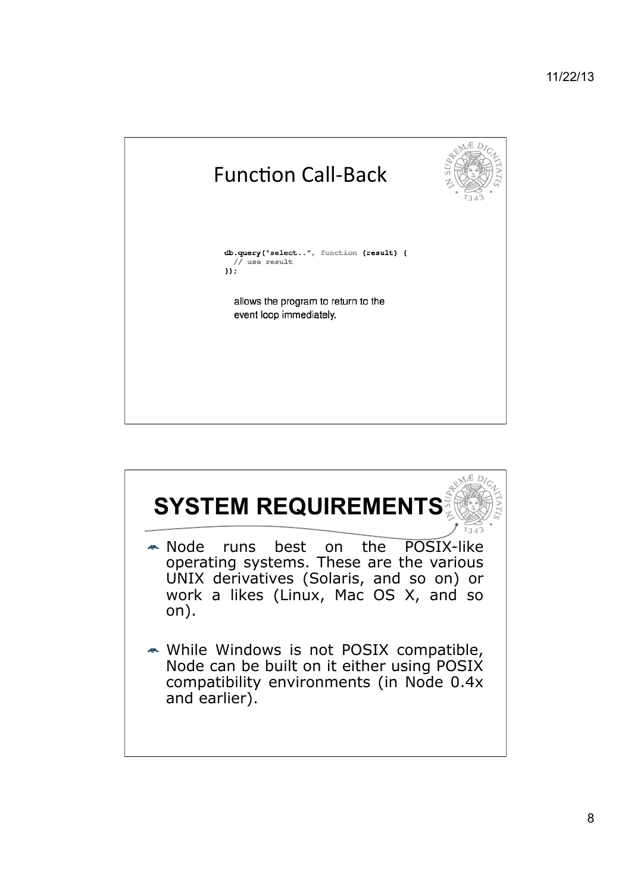## Function Call-Back

```
db.query("select..", function (result) {
  // use result
});
```

allows the program to return to the event loop immediately.

## SYSTEM REQUIREMENTS

- Node runs best on the POSIX-like operating systems. These are the various UNIX derivatives (Solaris, and so on) or work a likes (Linux, Mac OS X, and so on).
- While Windows is not POSIX compatible, Node can be built on it either using POSIX compatibility environments (in Node 0.4x and earlier).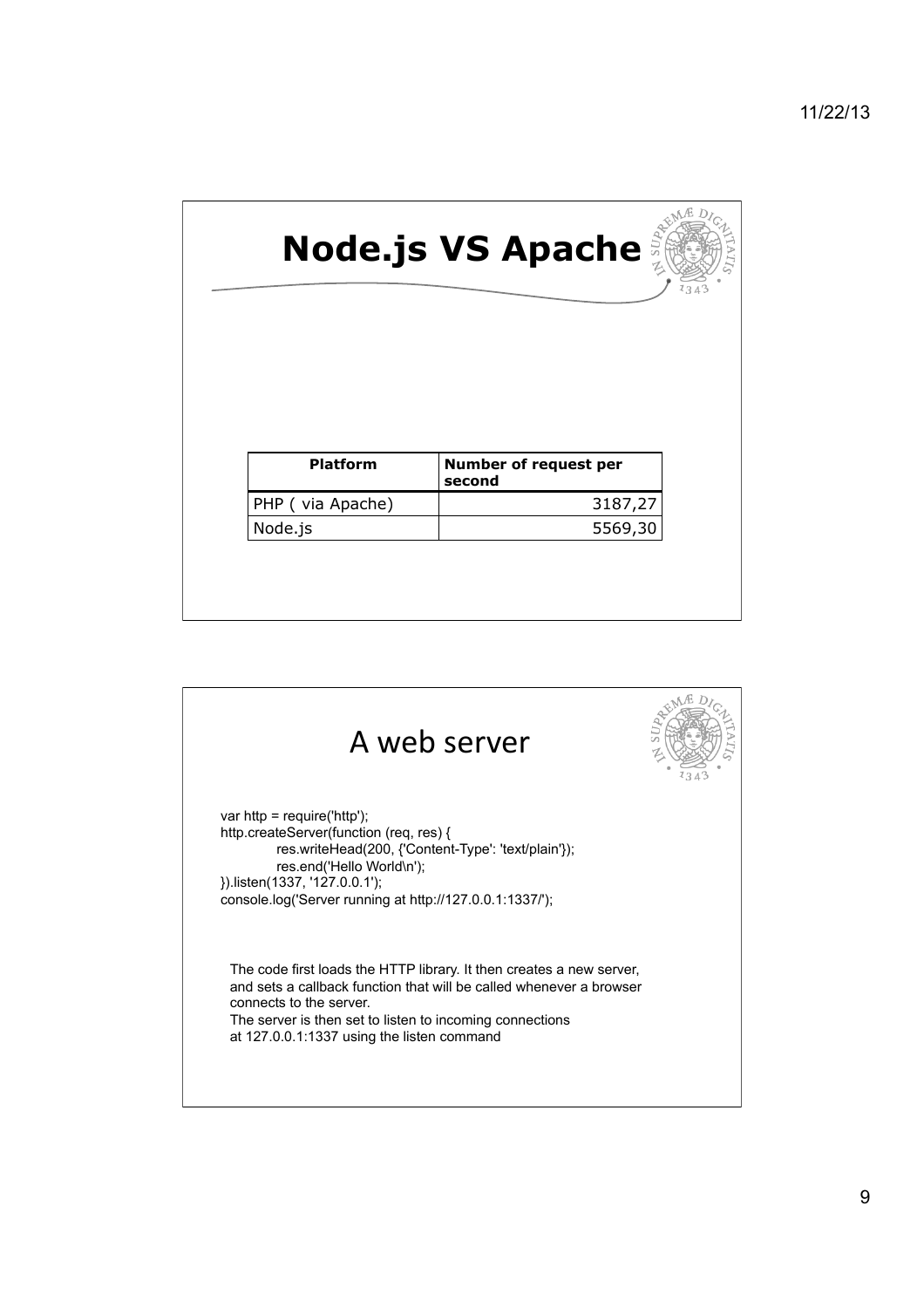# Node.js VS Apache

| Platform | Number of request per second |
| --- | --- |
| PHP ( via Apache) | 3187,27 |
| Node.js | 5569,30 |

# A web server

```
var http = require('http');
http.createServer(function (req, res) {
        res.writeHead(200, {'Content-Type': 'text/plain'});
        res.end('Hello World\n');
}).listen(1337, '127.0.0.1');
console.log('Server running at http://127.0.0.1:1337/');
```

The code first loads the HTTP library. It then creates a new server, and sets a callback function that will be called whenever a browser connects to the server.
The server is then set to listen to incoming connections at 127.0.0.1:1337 using the listen command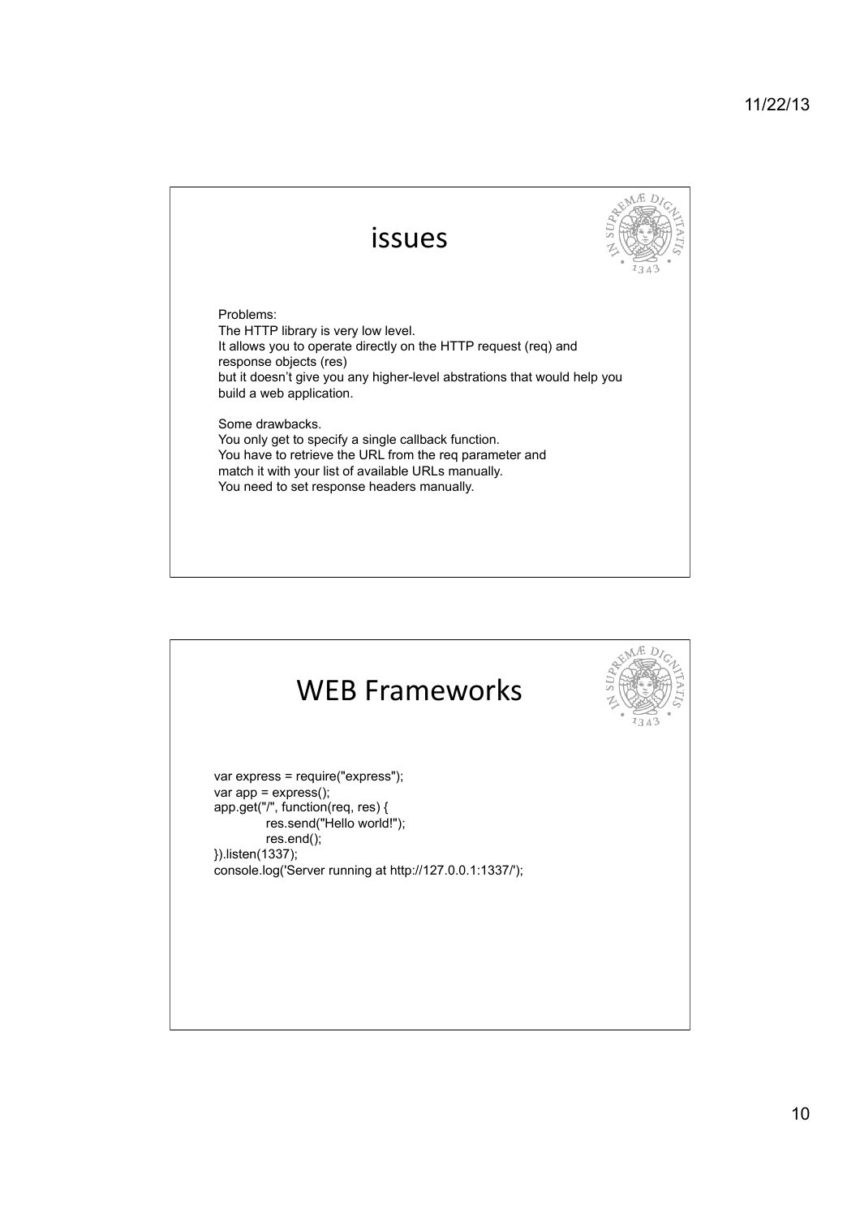## issues

Problems:
The HTTP library is very low level.
It allows you to operate directly on the HTTP request (req) and response objects (res)
but it doesn't give you any higher-level abstrations that would help you build a web application.

Some drawbacks.
You only get to specify a single callback function.
You have to retrieve the URL from the req parameter and match it with your list of available URLs manually.
You need to set response headers manually.

## WEB Frameworks

```
var express = require("express");
var app = express();
app.get("/", function(req, res) {
        res.send("Hello world!");
        res.end();
}).listen(1337);
console.log('Server running at http://127.0.0.1:1337/');
```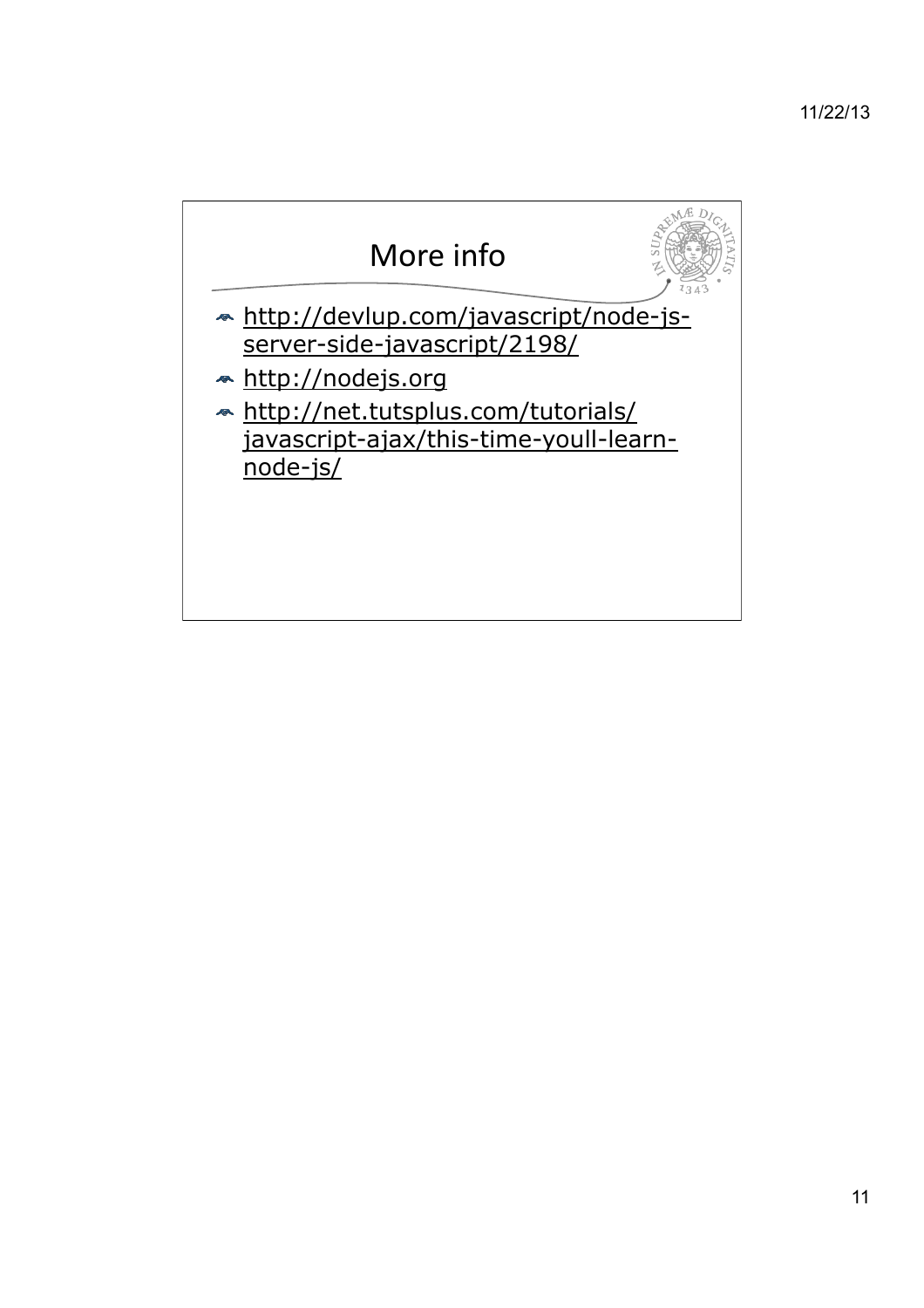# More info

- http://devlup.com/javascript/node-js-server-side-javascript/2198/
- http://nodejs.org
- http://net.tutsplus.com/tutorials/javascript-ajax/this-time-youll-learn-node-js/